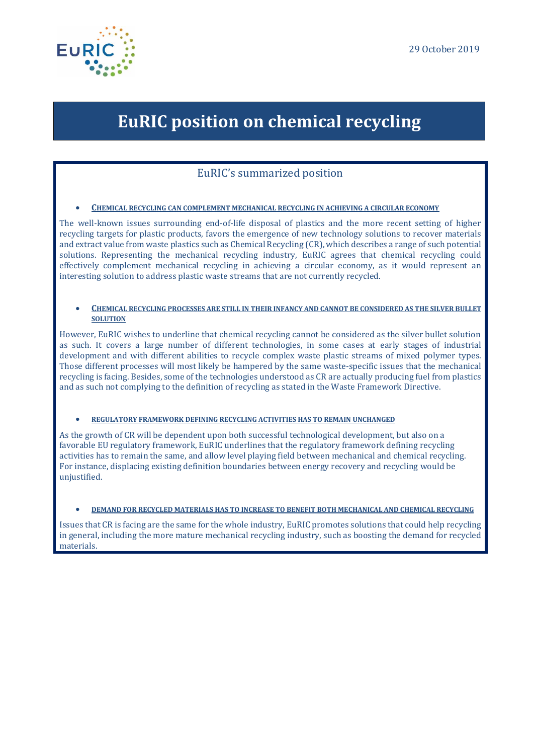29 October 2019

# EuRIC position on chemical recycling

## EuRIC's summarized position

- **CHEMICAL RECYCLING CAN COMPLEMENT MECHANICAL RECYCLING IN ACHIEVING A CIRCULAR ECONOMY**

The well-known issues surrounding end-of-life disposal of plastics and the more recent setting of higher recycling targets for plastic products, favors the emergence of new technology solutions to recover materials and extract value from waste plastics such as Chemical Recycling (CR), which describes a range of such potential solutions. Representing the mechanical recycling industry, EuRIC agrees that chemical recycling could effectively complement mechanical recycling in achieving a circular economy, as it would represent an interesting solution to address plastic waste streams that are not currently recycled.

- **CHEMICAL RECYCLING PROCESSES ARE STILL IN THEIR INFANCY AND CANNOT BE CONSIDERED AS THE SILVER BULLET SOLUTION**

However, EuRIC wishes to underline that chemical recycling cannot be considered as the silver bullet solution as such. It covers a large number of different technologies, in some cases at early stages of industrial development and with different abilities to recycle complex waste plastic streams of mixed polymer types. Those different processes will most likely be hampered by the same waste-specific issues that the mechanical recycling is facing. Besides, some of the technologies understood as CR are actually producing fuel from plastics and as such not complying to the definition of recycling as stated in the Waste Framework Directive.

- **REGULATORY FRAMEWORK DEFINING RECYCLING ACTIVITIES HAS TO REMAIN UNCHANGED**

As the growth of CR will be dependent upon both successful technological development, but also on a favorable EU regulatory framework, EuRIC underlines that the regulatory framework defining recycling activities has to remain the same, and allow level playing field between mechanical and chemical recycling. For instance, displacing existing definition boundaries between energy recovery and recycling would be unjustified.

- **DEMAND FOR RECYCLED MATERIALS HAS TO INCREASE TO BENEFIT BOTH MECHANICAL AND CHEMICAL RECYCLING**

Issues that CR is facing are the same for the whole industry, EuRIC promotes solutions that could help recycling in general, including the more mature mechanical recycling industry, such as boosting the demand for recycled materials.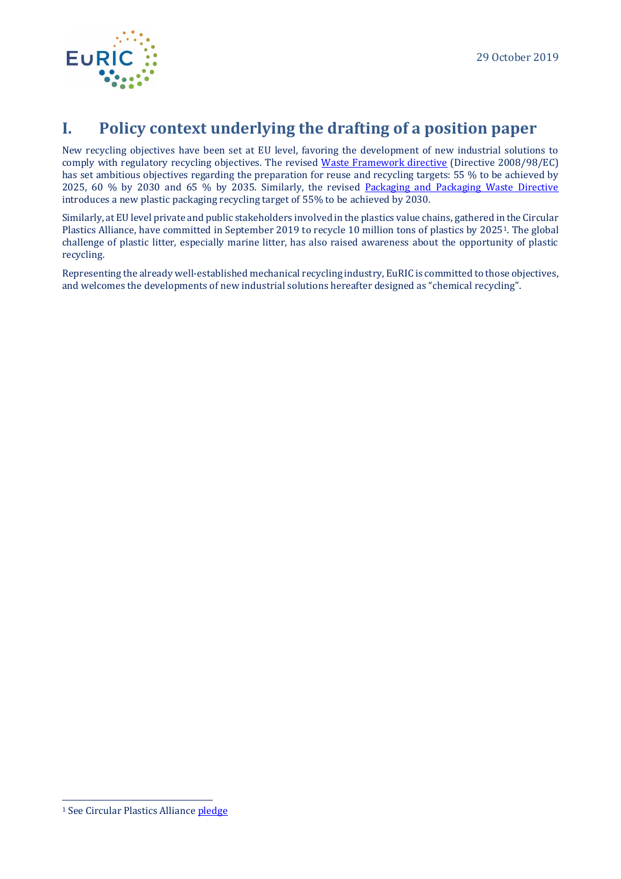# I. Policy context underlying the drafting of a position paper

New recycling objectives have been set at EU level, favoring the development of new industrial solutions to comply with regulatory recycling objectives. The revised Waste Framework directive (Directive 2008/98/EC) has set ambitious objectives regarding the preparation for reuse and recycling targets: 55 % to be achieved by 2025, 60 % by 2030 and 65 % by 2035. Similarly, the revised Packaging and Packaging Waste Directive introduces a new plastic packaging recycling target of 55% to be achieved by 2030.

Similarly, at EU level private and public stakeholders involved in the plastics value chains, gathered in the Circular Plastics Alliance, have committed in September 2019 to recycle 10 million tons of plastics by 2025[1]. The global challenge of plastic litter, especially marine litter, has also raised awareness about the opportunity of plastic recycling.

Representing the already well-established mechanical recycling industry, EuRIC is committed to those objectives, and welcomes the developments of new industrial solutions hereafter designed as "chemical recycling".

[1] See Circular Plastics Alliance pledge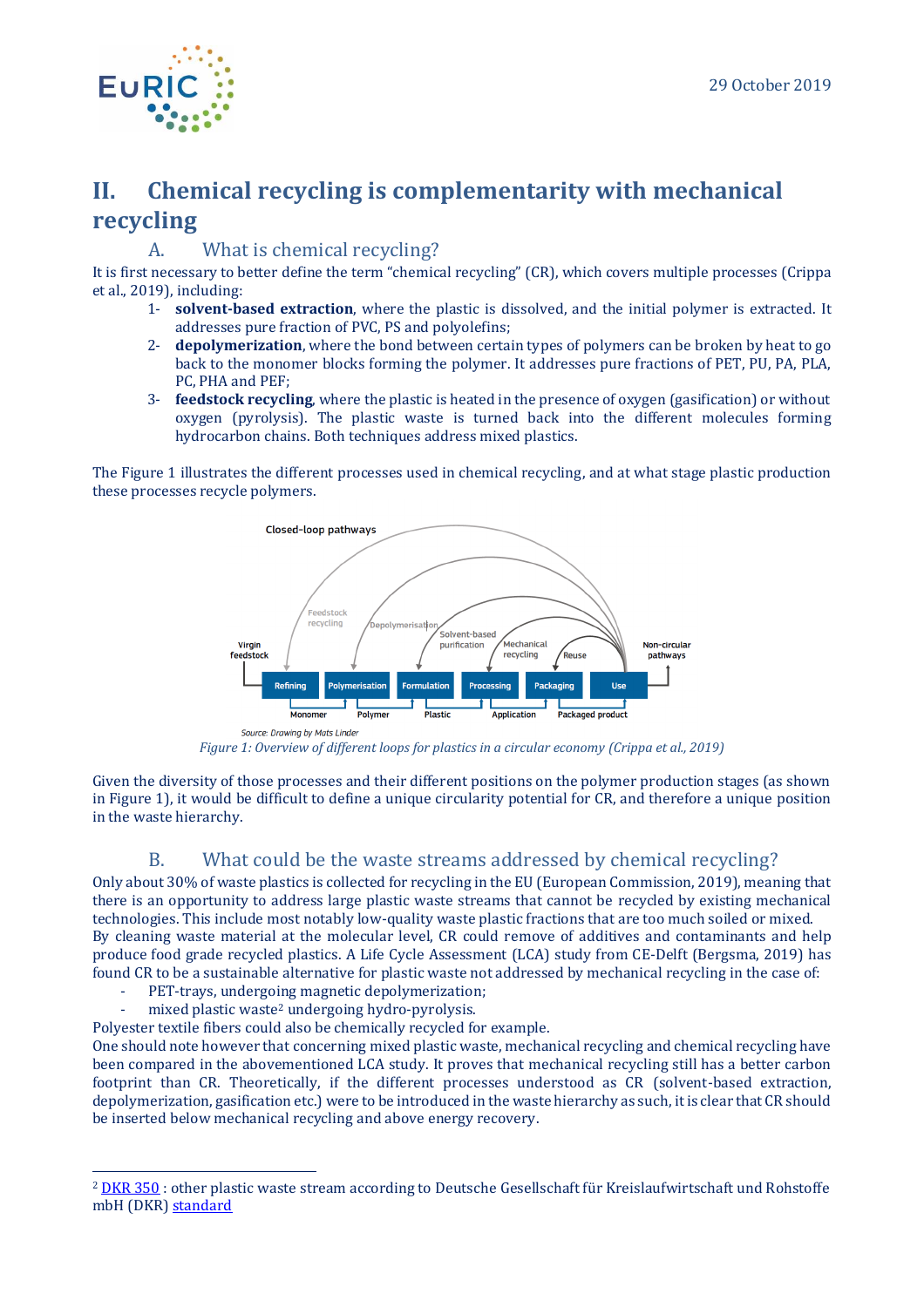## II. Chemical recycling is complementarity with mechanical recycling

### A. What is chemical recycling?

It is first necessary to better define the term "chemical recycling" (CR), which covers multiple processes (Crippa et al., 2019), including:

1- **solvent-based extraction**, where the plastic is dissolved, and the initial polymer is extracted. It addresses pure fraction of PVC, PS and polyolefins;
2- **depolymerization**, where the bond between certain types of polymers can be broken by heat to go back to the monomer blocks forming the polymer. It addresses pure fractions of PET, PU, PA, PLA, PC, PHA and PEF;
3- **feedstock recycling**, where the plastic is heated in the presence of oxygen (gasification) or without oxygen (pyrolysis). The plastic waste is turned back into the different molecules forming hydrocarbon chains. Both techniques address mixed plastics.

The Figure 1 illustrates the different processes used in chemical recycling, and at what stage plastic production these processes recycle polymers.

Closed-loop pathways

Feedstock recycling — Depolymerisation — Solvent-based purification — Mechanical recycling — Reuse

Virgin feedstock → Refining → Polymerisation → Formulation → Processing → Packaging → Use → Non-circular pathways

Monomer — Polymer — Plastic — Application — Packaged product

Source: Drawing by Mats Linder

*Figure 1: Overview of different loops for plastics in a circular economy (Crippa et al., 2019)*

Given the diversity of those processes and their different positions on the polymer production stages (as shown in Figure 1), it would be difficult to define a unique circularity potential for CR, and therefore a unique position in the waste hierarchy.

### B. What could be the waste streams addressed by chemical recycling?

Only about 30% of waste plastics is collected for recycling in the EU (European Commission, 2019), meaning that there is an opportunity to address large plastic waste streams that cannot be recycled by existing mechanical technologies. This include most notably low-quality waste plastic fractions that are too much soiled or mixed.
By cleaning waste material at the molecular level, CR could remove of additives and contaminants and help produce food grade recycled plastics. A Life Cycle Assessment (LCA) study from CE-Delft (Bergsma, 2019) has found CR to be a sustainable alternative for plastic waste not addressed by mechanical recycling in the case of:

- PET-trays, undergoing magnetic depolymerization;
- mixed plastic waste[2] undergoing hydro-pyrolysis.

Polyester textile fibers could also be chemically recycled for example.
One should note however that concerning mixed plastic waste, mechanical recycling and chemical recycling have been compared in the abovementioned LCA study. It proves that mechanical recycling still has a better carbon footprint than CR. Theoretically, if the different processes understood as CR (solvent-based extraction, depolymerization, gasification etc.) were to be introduced in the waste hierarchy as such, it is clear that CR should be inserted below mechanical recycling and above energy recovery.

---

[2] DKR 350 : other plastic waste stream according to Deutsche Gesellschaft für Kreislaufwirtschaft und Rohstoffe mbH (DKR) standard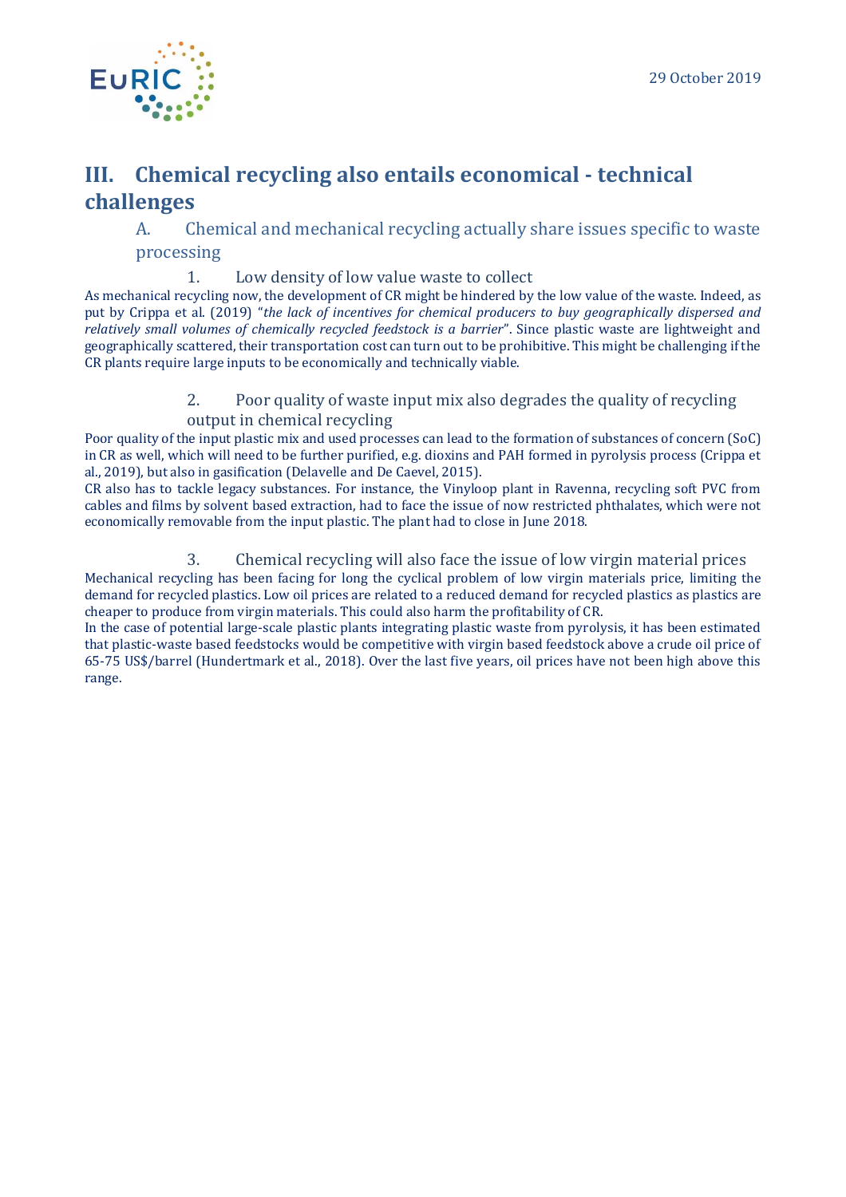# III. Chemical recycling also entails economical - technical challenges

## A. Chemical and mechanical recycling actually share issues specific to waste processing

### 1. Low density of low value waste to collect

As mechanical recycling now, the development of CR might be hindered by the low value of the waste. Indeed, as put by Crippa et al. (2019) "*the lack of incentives for chemical producers to buy geographically dispersed and relatively small volumes of chemically recycled feedstock is a barrier*". Since plastic waste are lightweight and geographically scattered, their transportation cost can turn out to be prohibitive. This might be challenging if the CR plants require large inputs to be economically and technically viable.

### 2. Poor quality of waste input mix also degrades the quality of recycling output in chemical recycling

Poor quality of the input plastic mix and used processes can lead to the formation of substances of concern (SoC) in CR as well, which will need to be further purified, e.g. dioxins and PAH formed in pyrolysis process (Crippa et al., 2019), but also in gasification (Delavelle and De Caevel, 2015).

CR also has to tackle legacy substances. For instance, the Vinyloop plant in Ravenna, recycling soft PVC from cables and films by solvent based extraction, had to face the issue of now restricted phthalates, which were not economically removable from the input plastic. The plant had to close in June 2018.

### 3. Chemical recycling will also face the issue of low virgin material prices

Mechanical recycling has been facing for long the cyclical problem of low virgin materials price, limiting the demand for recycled plastics. Low oil prices are related to a reduced demand for recycled plastics as plastics are cheaper to produce from virgin materials. This could also harm the profitability of CR.

In the case of potential large-scale plastic plants integrating plastic waste from pyrolysis, it has been estimated that plastic-waste based feedstocks would be competitive with virgin based feedstock above a crude oil price of 65-75 US$/barrel (Hundertmark et al., 2018). Over the last five years, oil prices have not been high above this range.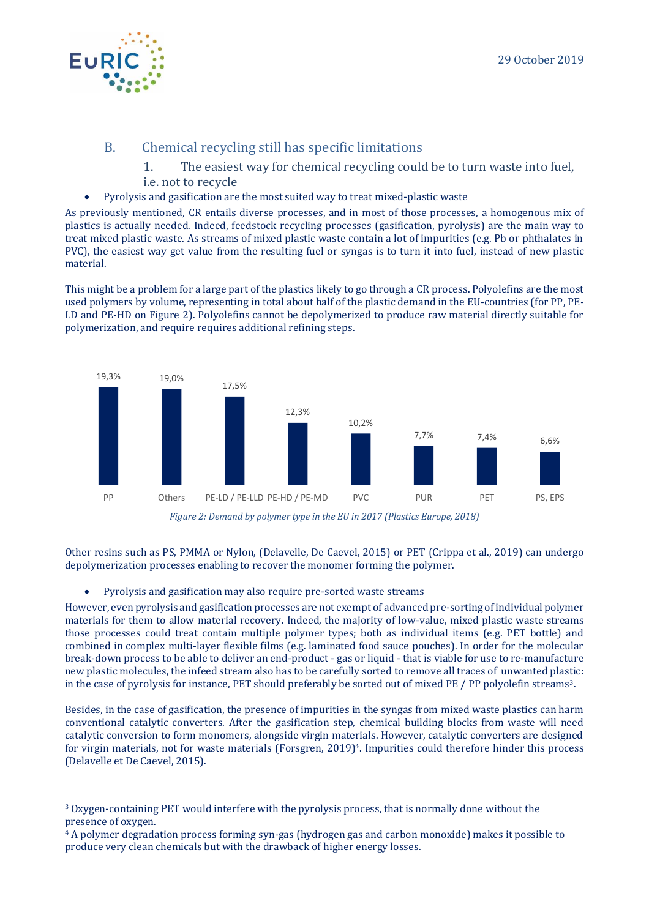## B. Chemical recycling still has specific limitations

### 1. The easiest way for chemical recycling could be to turn waste into fuel, i.e. not to recycle

- Pyrolysis and gasification are the most suited way to treat mixed-plastic waste

As previously mentioned, CR entails diverse processes, and in most of those processes, a homogenous mix of plastics is actually needed. Indeed, feedstock recycling processes (gasification, pyrolysis) are the main way to treat mixed plastic waste. As streams of mixed plastic waste contain a lot of impurities (e.g. Pb or phthalates in PVC), the easiest way get value from the resulting fuel or syngas is to turn it into fuel, instead of new plastic material.

This might be a problem for a large part of the plastics likely to go through a CR process. Polyolefins are the most used polymers by volume, representing in total about half of the plastic demand in the EU-countries (for PP, PE-LD and PE-HD on Figure 2). Polyolefins cannot be depolymerized to produce raw material directly suitable for polymerization, and require requires additional refining steps.

| PP | Others | PE-LD / PE-LLD | PE-HD / PE-MD | PVC | PUR | PET | PS, EPS |
|---|---|---|---|---|---|---|---|
| 19,3% | 19,0% | 17,5% | 12,3% | 10,2% | 7,7% | 7,4% | 6,6% |

*Figure 2: Demand by polymer type in the EU in 2017 (Plastics Europe, 2018)*

Other resins such as PS, PMMA or Nylon, (Delavelle, De Caevel, 2015) or PET (Crippa et al., 2019) can undergo depolymerization processes enabling to recover the monomer forming the polymer.

- Pyrolysis and gasification may also require pre-sorted waste streams

However, even pyrolysis and gasification processes are not exempt of advanced pre-sorting of individual polymer materials for them to allow material recovery. Indeed, the majority of low-value, mixed plastic waste streams those processes could treat contain multiple polymer types; both as individual items (e.g. PET bottle) and combined in complex multi-layer flexible films (e.g. laminated food sauce pouches). In order for the molecular break-down process to be able to deliver an end-product - gas or liquid - that is viable for use to re-manufacture new plastic molecules, the infeed stream also has to be carefully sorted to remove all traces of unwanted plastic: in the case of pyrolysis for instance, PET should preferably be sorted out of mixed PE / PP polyolefin streams[3].

Besides, in the case of gasification, the presence of impurities in the syngas from mixed waste plastics can harm conventional catalytic converters. After the gasification step, chemical building blocks from waste will need catalytic conversion to form monomers, alongside virgin materials. However, catalytic converters are designed for virgin materials, not for waste materials (Forsgren, 2019)[4]. Impurities could therefore hinder this process (Delavelle et De Caevel, 2015).

---

[3] Oxygen-containing PET would interfere with the pyrolysis process, that is normally done without the presence of oxygen.

[4] A polymer degradation process forming syn-gas (hydrogen gas and carbon monoxide) makes it possible to produce very clean chemicals but with the drawback of higher energy losses.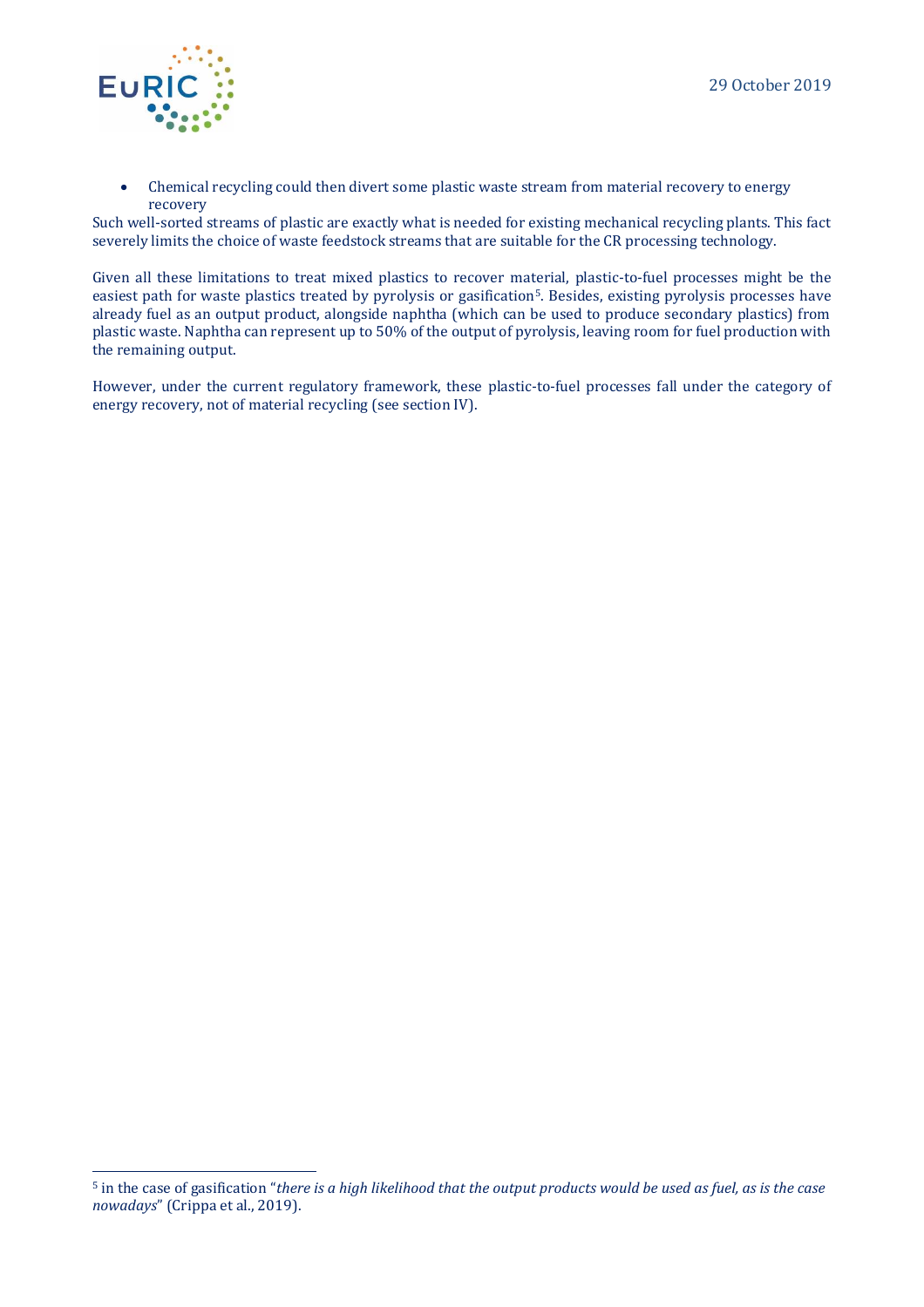- Chemical recycling could then divert some plastic waste stream from material recovery to energy recovery

Such well-sorted streams of plastic are exactly what is needed for existing mechanical recycling plants. This fact severely limits the choice of waste feedstock streams that are suitable for the CR processing technology.

Given all these limitations to treat mixed plastics to recover material, plastic-to-fuel processes might be the easiest path for waste plastics treated by pyrolysis or gasification[5]. Besides, existing pyrolysis processes have already fuel as an output product, alongside naphtha (which can be used to produce secondary plastics) from plastic waste. Naphtha can represent up to 50% of the output of pyrolysis, leaving room for fuel production with the remaining output.

However, under the current regulatory framework, these plastic-to-fuel processes fall under the category of energy recovery, not of material recycling (see section IV).

---

[5] in the case of gasification "*there is a high likelihood that the output products would be used as fuel, as is the case nowadays*" (Crippa et al., 2019).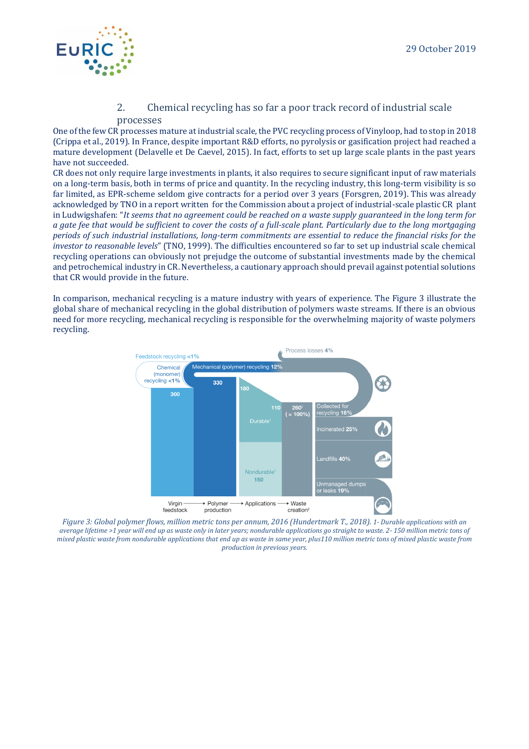## 2. Chemical recycling has so far a poor track record of industrial scale processes

One of the few CR processes mature at industrial scale, the PVC recycling process of Vinyloop, had to stop in 2018 (Crippa et al., 2019). In France, despite important R&D efforts, no pyrolysis or gasification project had reached a mature development (Delavelle et De Caevel, 2015). In fact, efforts to set up large scale plants in the past years have not succeeded.

CR does not only require large investments in plants, it also requires to secure significant input of raw materials on a long-term basis, both in terms of price and quantity. In the recycling industry, this long-term visibility is so far limited, as EPR-scheme seldom give contracts for a period over 3 years (Forsgren, 2019). This was already acknowledged by TNO in a report written for the Commission about a project of industrial-scale plastic CR plant in Ludwigshafen: "*It seems that no agreement could be reached on a waste supply guaranteed in the long term for a gate fee that would be sufficient to cover the costs of a full-scale plant. Particularly due to the long mortgaging periods of such industrial installations, long-term commitments are essential to reduce the financial risks for the investor to reasonable levels*" (TNO, 1999). The difficulties encountered so far to set up industrial scale chemical recycling operations can obviously not prejudge the outcome of substantial investments made by the chemical and petrochemical industry in CR. Nevertheless, a cautionary approach should prevail against potential solutions that CR would provide in the future.

In comparison, mechanical recycling is a mature industry with years of experience. The Figure 3 illustrate the global share of mechanical recycling in the global distribution of polymers waste streams. If there is an obvious need for more recycling, mechanical recycling is responsible for the overwhelming majority of waste polymers recycling.

*Figure 3: Global polymer flows, million metric tons per annum, 2016 (Hundertmark T., 2018). 1- Durable applications with an average lifetime >1 year will end up as waste only in later years; nondurable applications go straight to waste. 2- 150 million metric tons of mixed plastic waste from nondurable applications that end up as waste in same year, plus110 million metric tons of mixed plastic waste from production in previous years.*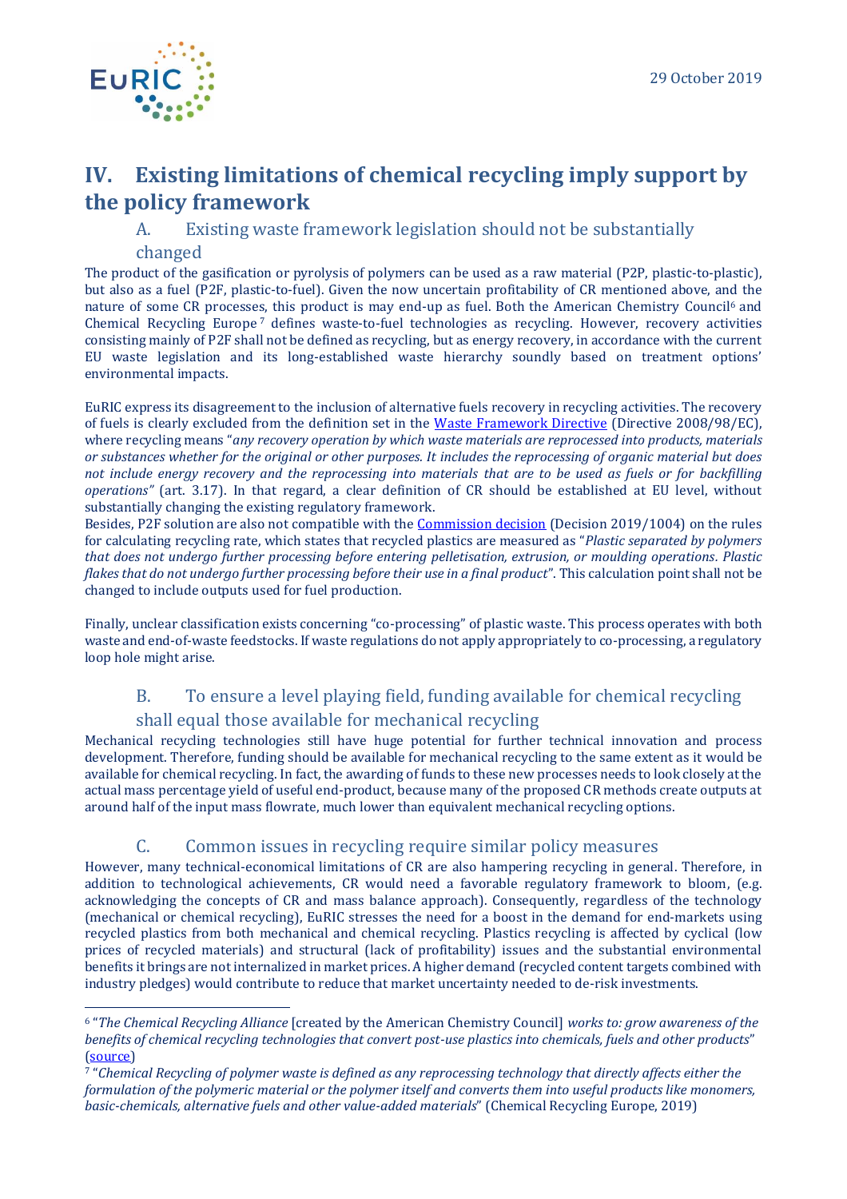# IV. Existing limitations of chemical recycling imply support by the policy framework

## A. Existing waste framework legislation should not be substantially changed

The product of the gasification or pyrolysis of polymers can be used as a raw material (P2P, plastic-to-plastic), but also as a fuel (P2F, plastic-to-fuel). Given the now uncertain profitability of CR mentioned above, and the nature of some CR processes, this product is may end-up as fuel. Both the American Chemistry Council[6] and Chemical Recycling Europe[7] defines waste-to-fuel technologies as recycling. However, recovery activities consisting mainly of P2F shall not be defined as recycling, but as energy recovery, in accordance with the current EU waste legislation and its long-established waste hierarchy soundly based on treatment options' environmental impacts.

EuRIC express its disagreement to the inclusion of alternative fuels recovery in recycling activities. The recovery of fuels is clearly excluded from the definition set in the Waste Framework Directive (Directive 2008/98/EC), where recycling means "*any recovery operation by which waste materials are reprocessed into products, materials or substances whether for the original or other purposes. It includes the reprocessing of organic material but does not include energy recovery and the reprocessing into materials that are to be used as fuels or for backfilling operations"* (art. 3.17). In that regard, a clear definition of CR should be established at EU level, without substantially changing the existing regulatory framework.

Besides, P2F solution are also not compatible with the Commission decision (Decision 2019/1004) on the rules for calculating recycling rate, which states that recycled plastics are measured as "*Plastic separated by polymers that does not undergo further processing before entering pelletisation, extrusion, or moulding operations. Plastic flakes that do not undergo further processing before their use in a final product*". This calculation point shall not be changed to include outputs used for fuel production.

Finally, unclear classification exists concerning "co-processing" of plastic waste. This process operates with both waste and end-of-waste feedstocks. If waste regulations do not apply appropriately to co-processing, a regulatory loop hole might arise.

## B. To ensure a level playing field, funding available for chemical recycling shall equal those available for mechanical recycling

Mechanical recycling technologies still have huge potential for further technical innovation and process development. Therefore, funding should be available for mechanical recycling to the same extent as it would be available for chemical recycling. In fact, the awarding of funds to these new processes needs to look closely at the actual mass percentage yield of useful end-product, because many of the proposed CR methods create outputs at around half of the input mass flowrate, much lower than equivalent mechanical recycling options.

## C. Common issues in recycling require similar policy measures

However, many technical-economical limitations of CR are also hampering recycling in general. Therefore, in addition to technological achievements, CR would need a favorable regulatory framework to bloom, (e.g. acknowledging the concepts of CR and mass balance approach). Consequently, regardless of the technology (mechanical or chemical recycling), EuRIC stresses the need for a boost in the demand for end-markets using recycled plastics from both mechanical and chemical recycling. Plastics recycling is affected by cyclical (low prices of recycled materials) and structural (lack of profitability) issues and the substantial environmental benefits it brings are not internalized in market prices. A higher demand (recycled content targets combined with industry pledges) would contribute to reduce that market uncertainty needed to de-risk investments.

---

[6] "*The Chemical Recycling Alliance* [created by the American Chemistry Council] *works to: grow awareness of the benefits of chemical recycling technologies that convert post-use plastics into chemicals, fuels and other products*" (source)

[7] "*Chemical Recycling of polymer waste is defined as any reprocessing technology that directly affects either the formulation of the polymeric material or the polymer itself and converts them into useful products like monomers, basic-chemicals, alternative fuels and other value-added materials*" (Chemical Recycling Europe, 2019)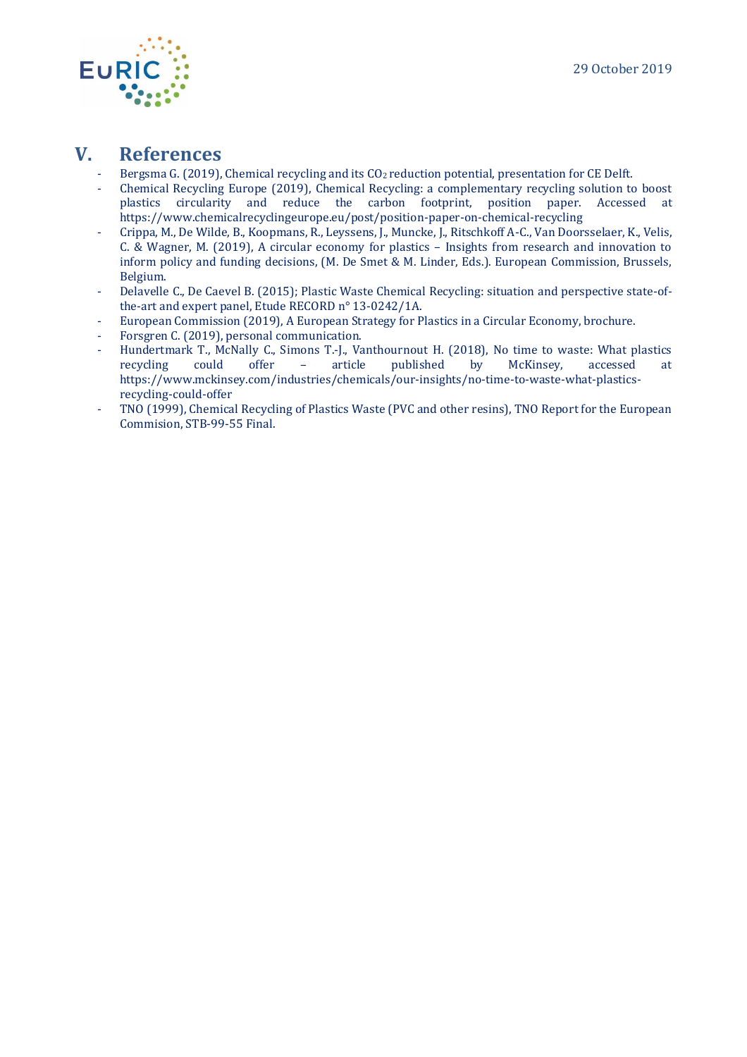## V. References

- Bergsma G. (2019), Chemical recycling and its $CO_2$ reduction potential, presentation for CE Delft.
- Chemical Recycling Europe (2019), Chemical Recycling: a complementary recycling solution to boost plastics circularity and reduce the carbon footprint, position paper. Accessed at https://www.chemicalrecyclingeurope.eu/post/position-paper-on-chemical-recycling
- Crippa, M., De Wilde, B., Koopmans, R., Leyssens, J., Muncke, J., Ritschkoff A-C., Van Doorsselaer, K., Velis, C. & Wagner, M. (2019), A circular economy for plastics – Insights from research and innovation to inform policy and funding decisions, (M. De Smet & M. Linder, Eds.). European Commission, Brussels, Belgium.
- Delavelle C., De Caevel B. (2015); Plastic Waste Chemical Recycling: situation and perspective state-of-the-art and expert panel, Etude RECORD n° 13-0242/1A.
- European Commission (2019), A European Strategy for Plastics in a Circular Economy, brochure.
- Forsgren C. (2019), personal communication.
- Hundertmark T., McNally C., Simons T.-J., Vanthournout H. (2018), No time to waste: What plastics recycling could offer – article published by McKinsey, accessed at https://www.mckinsey.com/industries/chemicals/our-insights/no-time-to-waste-what-plastics-recycling-could-offer
- TNO (1999), Chemical Recycling of Plastics Waste (PVC and other resins), TNO Report for the European Commision, STB-99-55 Final.